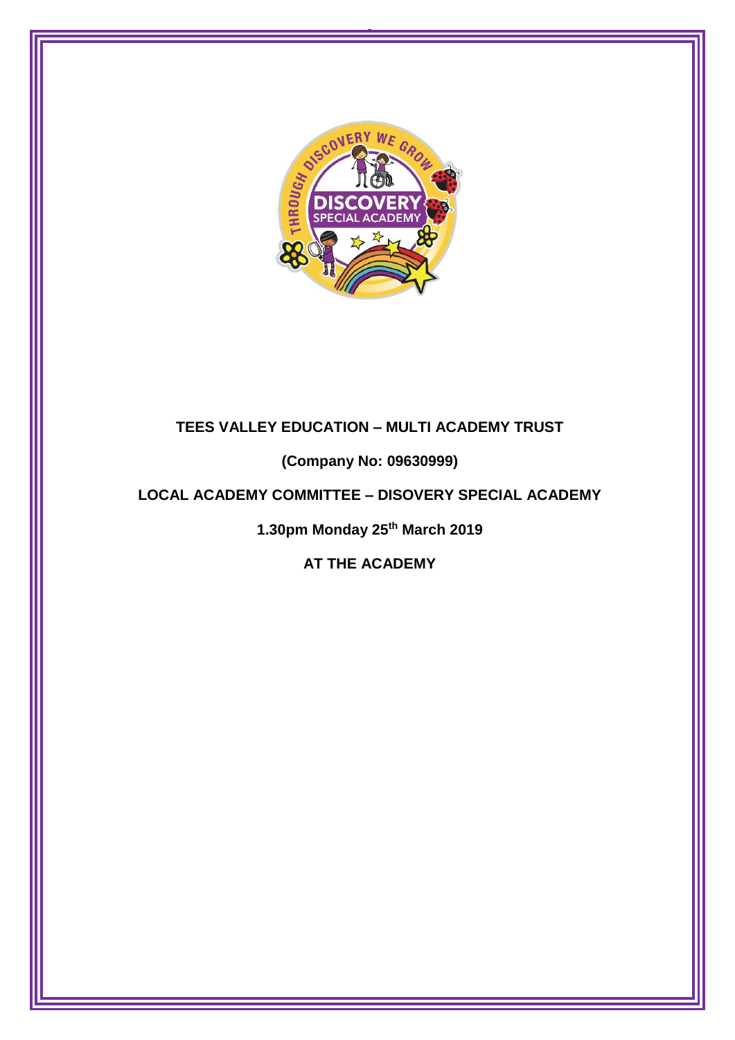**TEES VALLEY EDUCATION – MULTI ACADEMY TRUST**

**(Company No: 09630999)**

**LOCAL ACADEMY COMMITTEE – DISOVERY SPECIAL ACADEMY**

**1.30pm Monday 25th March 2019**

**AT THE ACADEMY**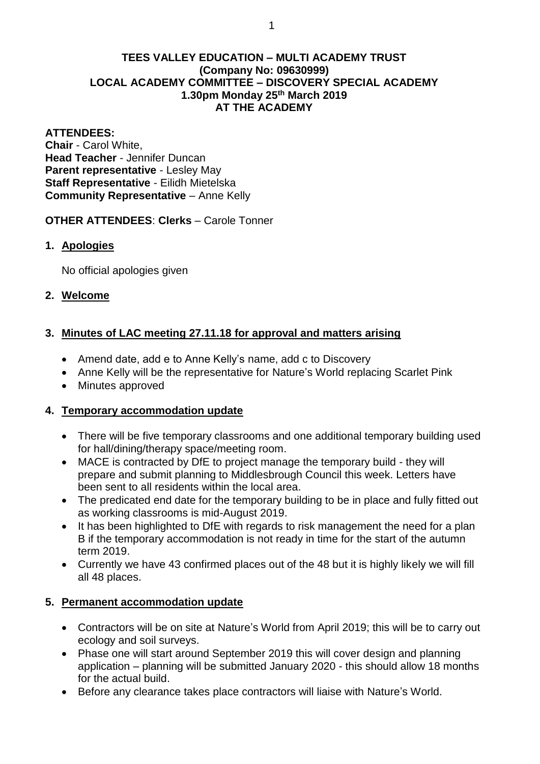**TEES VALLEY EDUCATION – MULTI ACADEMY TRUST**
**(Company No: 09630999)**
**LOCAL ACADEMY COMMITTEE – DISCOVERY SPECIAL ACADEMY**
**1.30pm Monday 25th March 2019**
**AT THE ACADEMY**

**ATTENDEES:**
**Chair** - Carol White,
**Head Teacher** - Jennifer Duncan
**Parent representative** - Lesley May
**Staff Representative** - Eilidh Mietelska
**Community Representative** – Anne Kelly

**OTHER ATTENDEES**: **Clerks** – Carole Tonner

1. **Apologies**

   No official apologies given

2. **Welcome**

3. **Minutes of LAC meeting 27.11.18 for approval and matters arising**

   - Amend date, add e to Anne Kelly's name, add c to Discovery
   - Anne Kelly will be the representative for Nature's World replacing Scarlet Pink
   - Minutes approved

4. **Temporary accommodation update**

   - There will be five temporary classrooms and one additional temporary building used for hall/dining/therapy space/meeting room.
   - MACE is contracted by DfE to project manage the temporary build - they will prepare and submit planning to Middlesbrough Council this week. Letters have been sent to all residents within the local area.
   - The predicated end date for the temporary building to be in place and fully fitted out as working classrooms is mid-August 2019.
   - It has been highlighted to DfE with regards to risk management the need for a plan B if the temporary accommodation is not ready in time for the start of the autumn term 2019.
   - Currently we have 43 confirmed places out of the 48 but it is highly likely we will fill all 48 places.

5. **Permanent accommodation update**

   - Contractors will be on site at Nature's World from April 2019; this will be to carry out ecology and soil surveys.
   - Phase one will start around September 2019 this will cover design and planning application – planning will be submitted January 2020 - this should allow 18 months for the actual build.
   - Before any clearance takes place contractors will liaise with Nature's World.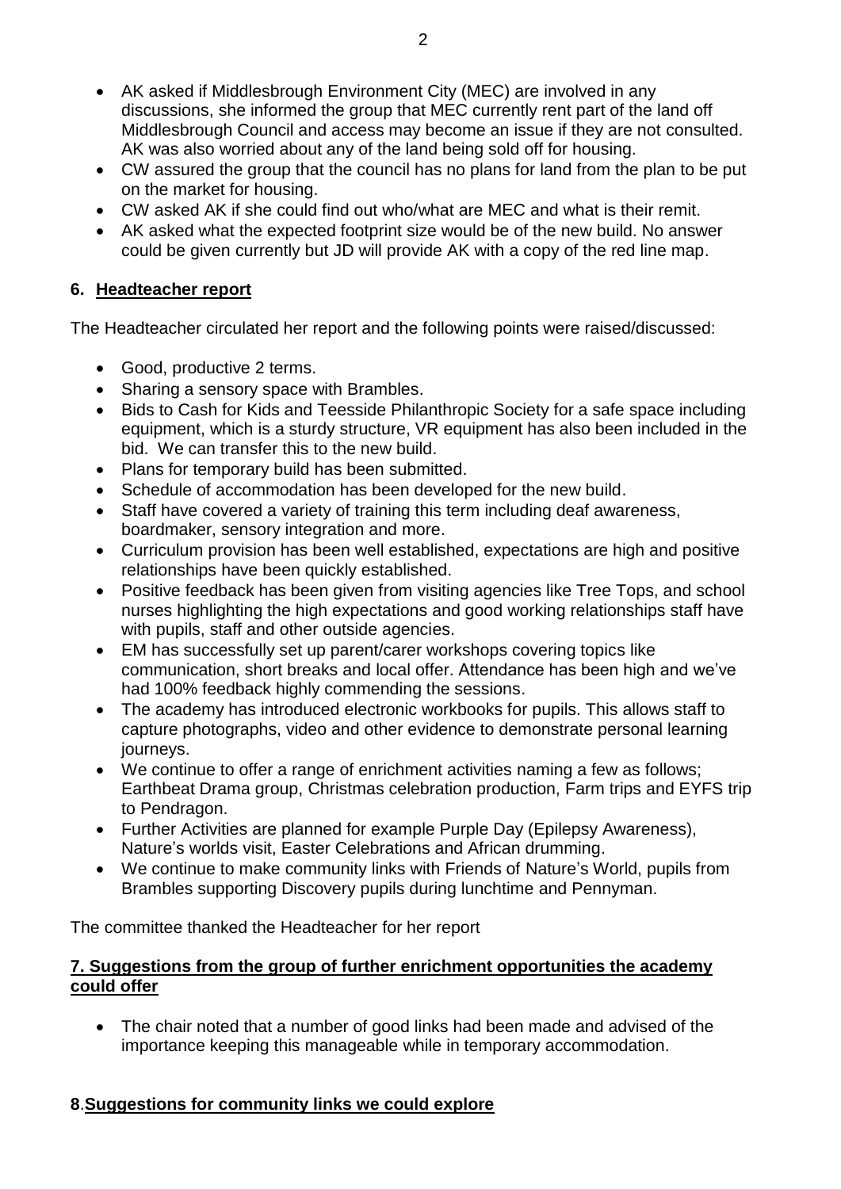- AK asked if Middlesbrough Environment City (MEC) are involved in any discussions, she informed the group that MEC currently rent part of the land off Middlesbrough Council and access may become an issue if they are not consulted. AK was also worried about any of the land being sold off for housing.
- CW assured the group that the council has no plans for land from the plan to be put on the market for housing.
- CW asked AK if she could find out who/what are MEC and what is their remit.
- AK asked what the expected footprint size would be of the new build. No answer could be given currently but JD will provide AK with a copy of the red line map.

## 6. Headteacher report

The Headteacher circulated her report and the following points were raised/discussed:

- Good, productive 2 terms.
- Sharing a sensory space with Brambles.
- Bids to Cash for Kids and Teesside Philanthropic Society for a safe space including equipment, which is a sturdy structure, VR equipment has also been included in the bid. We can transfer this to the new build.
- Plans for temporary build has been submitted.
- Schedule of accommodation has been developed for the new build.
- Staff have covered a variety of training this term including deaf awareness, boardmaker, sensory integration and more.
- Curriculum provision has been well established, expectations are high and positive relationships have been quickly established.
- Positive feedback has been given from visiting agencies like Tree Tops, and school nurses highlighting the high expectations and good working relationships staff have with pupils, staff and other outside agencies.
- EM has successfully set up parent/carer workshops covering topics like communication, short breaks and local offer. Attendance has been high and we've had 100% feedback highly commending the sessions.
- The academy has introduced electronic workbooks for pupils. This allows staff to capture photographs, video and other evidence to demonstrate personal learning journeys.
- We continue to offer a range of enrichment activities naming a few as follows; Earthbeat Drama group, Christmas celebration production, Farm trips and EYFS trip to Pendragon.
- Further Activities are planned for example Purple Day (Epilepsy Awareness), Nature's worlds visit, Easter Celebrations and African drumming.
- We continue to make community links with Friends of Nature's World, pupils from Brambles supporting Discovery pupils during lunchtime and Pennyman.

The committee thanked the Headteacher for her report

## 7. Suggestions from the group of further enrichment opportunities the academy could offer

- The chair noted that a number of good links had been made and advised of the importance keeping this manageable while in temporary accommodation.

## 8. Suggestions for community links we could explore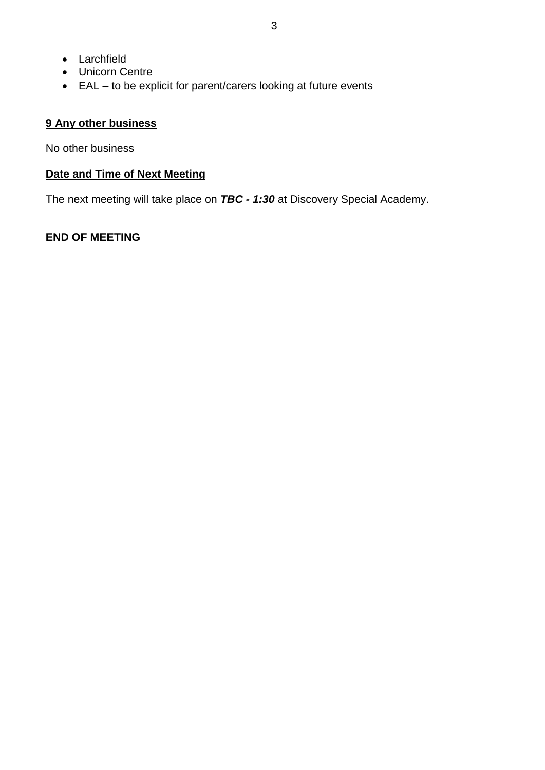- Larchfield
- Unicorn Centre
- EAL – to be explicit for parent/carers looking at future events

**9 Any other business**

No other business

**Date and Time of Next Meeting**

The next meeting will take place on ***TBC - 1:30*** at Discovery Special Academy.

**END OF MEETING**